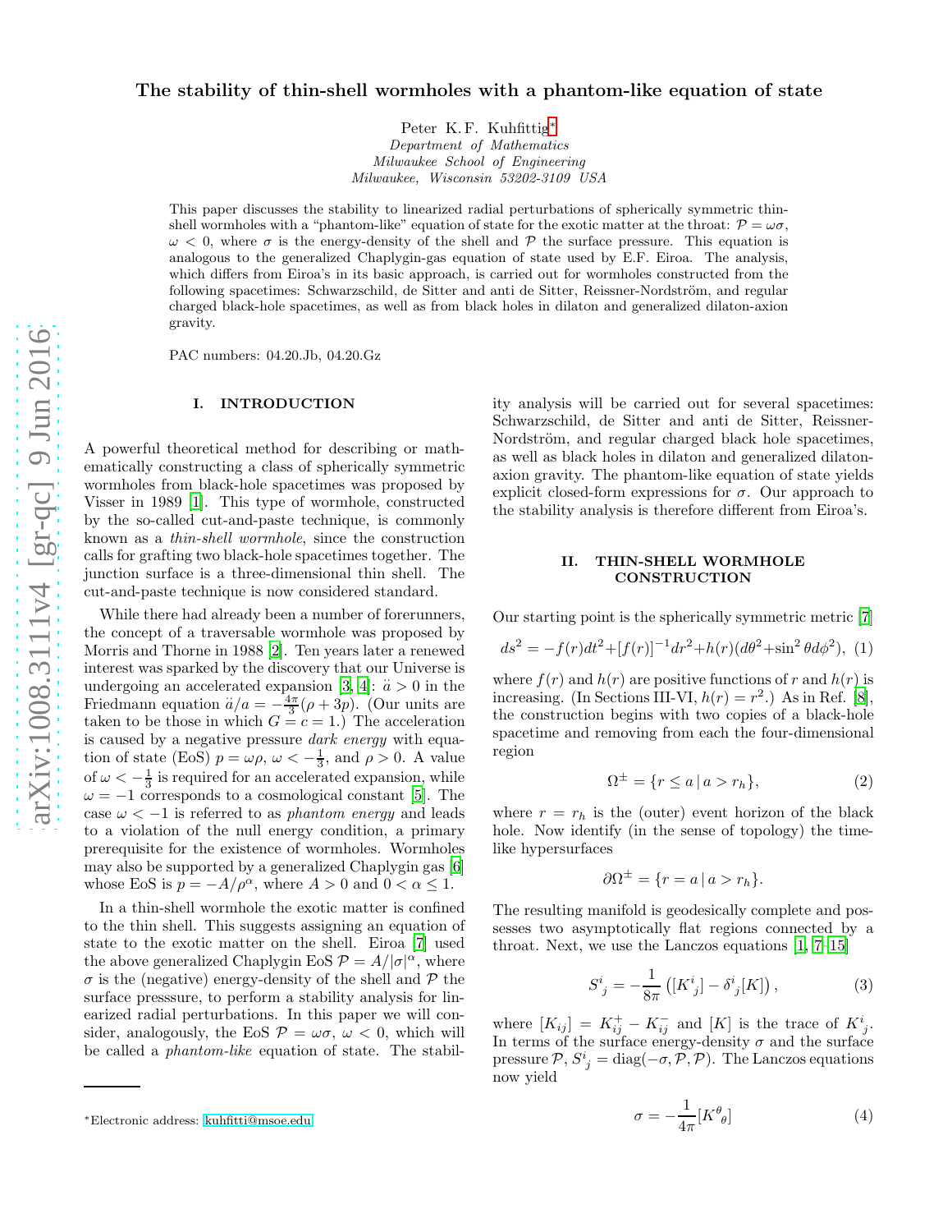# The stability of thin-shell wormholes with a phantom-like equation of state

Peter K. F. Kuhfittig*

*Department of Mathematics*
*Milwaukee School of Engineering*
*Milwaukee, Wisconsin 53202-3109 USA*

This paper discusses the stability to linearized radial perturbations of spherically symmetric thin-shell wormholes with a "phantom-like" equation of state for the exotic matter at the throat: $\mathcal{P} = \omega\sigma$, $\omega < 0$, where $\sigma$ is the energy-density of the shell and $\mathcal{P}$ the surface pressure. This equation is analogous to the generalized Chaplygin-gas equation of state used by E.F. Eiroa. The analysis, which differs from Eiroa's in its basic approach, is carried out for wormholes constructed from the following spacetimes: Schwarzschild, de Sitter and anti de Sitter, Reissner-Nordström, and regular charged black-hole spacetimes, as well as from black holes in dilaton and generalized dilaton-axion gravity.

PAC numbers: 04.20.Jb, 04.20.Gz

## I. INTRODUCTION

A powerful theoretical method for describing or mathematically constructing a class of spherically symmetric wormholes from black-hole spacetimes was proposed by Visser in 1989 [1]. This type of wormhole, constructed by the so-called cut-and-paste technique, is commonly known as a *thin-shell wormhole*, since the construction calls for grafting two black-hole spacetimes together. The junction surface is a three-dimensional thin shell. The cut-and-paste technique is now considered standard.

While there had already been a number of forerunners, the concept of a traversable wormhole was proposed by Morris and Thorne in 1988 [2]. Ten years later a renewed interest was sparked by the discovery that our Universe is undergoing an accelerated expansion [3, 4]: $\ddot{a} > 0$ in the Friedmann equation $\ddot{a}/a = -\frac{4\pi}{3}(\rho + 3p)$. (Our units are taken to be those in which $G = c = 1$.) The acceleration is caused by a negative pressure *dark energy* with equation of state (EoS) $p = \omega\rho$, $\omega < -\frac{1}{3}$, and $\rho > 0$. A value of $\omega < -\frac{1}{3}$ is required for an accelerated expansion, while $\omega = -1$ corresponds to a cosmological constant [5]. The case $\omega < -1$ is referred to as *phantom energy* and leads to a violation of the null energy condition, a primary prerequisite for the existence of wormholes. Wormholes may also be supported by a generalized Chaplygin gas [6] whose EoS is $p = -A/\rho^\alpha$, where $A > 0$ and $0 < \alpha \leq 1$.

In a thin-shell wormhole the exotic matter is confined to the thin shell. This suggests assigning an equation of state to the exotic matter on the shell. Eiroa [7] used the above generalized Chaplygin EoS $\mathcal{P} = A/|\sigma|^\alpha$, where $\sigma$ is the (negative) energy-density of the shell and $\mathcal{P}$ the surface presssure, to perform a stability analysis for linearized radial perturbations. In this paper we will consider, analogously, the EoS $\mathcal{P} = \omega\sigma$, $\omega < 0$, which will be called a *phantom-like* equation of state. The stability analysis will be carried out for several spacetimes: Schwarzschild, de Sitter and anti de Sitter, Reissner-Nordström, and regular charged black hole spacetimes, as well as black holes in dilaton and generalized dilaton-axion gravity. The phantom-like equation of state yields explicit closed-form expressions for $\sigma$. Our approach to the stability analysis is therefore different from Eiroa's.

## II. THIN-SHELL WORMHOLE CONSTRUCTION

Our starting point is the spherically symmetric metric [7]

$$ds^2 = -f(r)dt^2 + [f(r)]^{-1}dr^2 + h(r)(d\theta^2 + \sin^2\theta d\phi^2), \quad (1)$$

where $f(r)$ and $h(r)$ are positive functions of $r$ and $h(r)$ is increasing. (In Sections III-VI, $h(r) = r^2$.) As in Ref. [8], the construction begins with two copies of a black-hole spacetime and removing from each the four-dimensional region

$$\Omega^\pm = \{r \leq a \,|\, a > r_h\}, \quad (2)$$

where $r = r_h$ is the (outer) event horizon of the black hole. Now identify (in the sense of topology) the timelike hypersurfaces

$$\partial\Omega^\pm = \{r = a \,|\, a > r_h\}.$$

The resulting manifold is geodesically complete and possesses two asymptotically flat regions connected by a throat. Next, we use the Lanczos equations [1, 7–15]

$$S^i_{\ j} = -\frac{1}{8\pi}\left([K^i_{\ j}] - \delta^i_{\ j}[K]\right), \quad (3)$$

where $[K_{ij}] = K^+_{ij} - K^-_{ij}$ and $[K]$ is the trace of $K^i_{\ j}$. In terms of the surface energy-density $\sigma$ and the surface pressure $\mathcal{P}$, $S^i_{\ j} = \text{diag}(-\sigma, \mathcal{P}, \mathcal{P})$. The Lanczos equations now yield

$$\sigma = -\frac{1}{4\pi}[K^\theta_{\ \theta}] \quad (4)$$

*Electronic address: kuhfitti@msoe.edu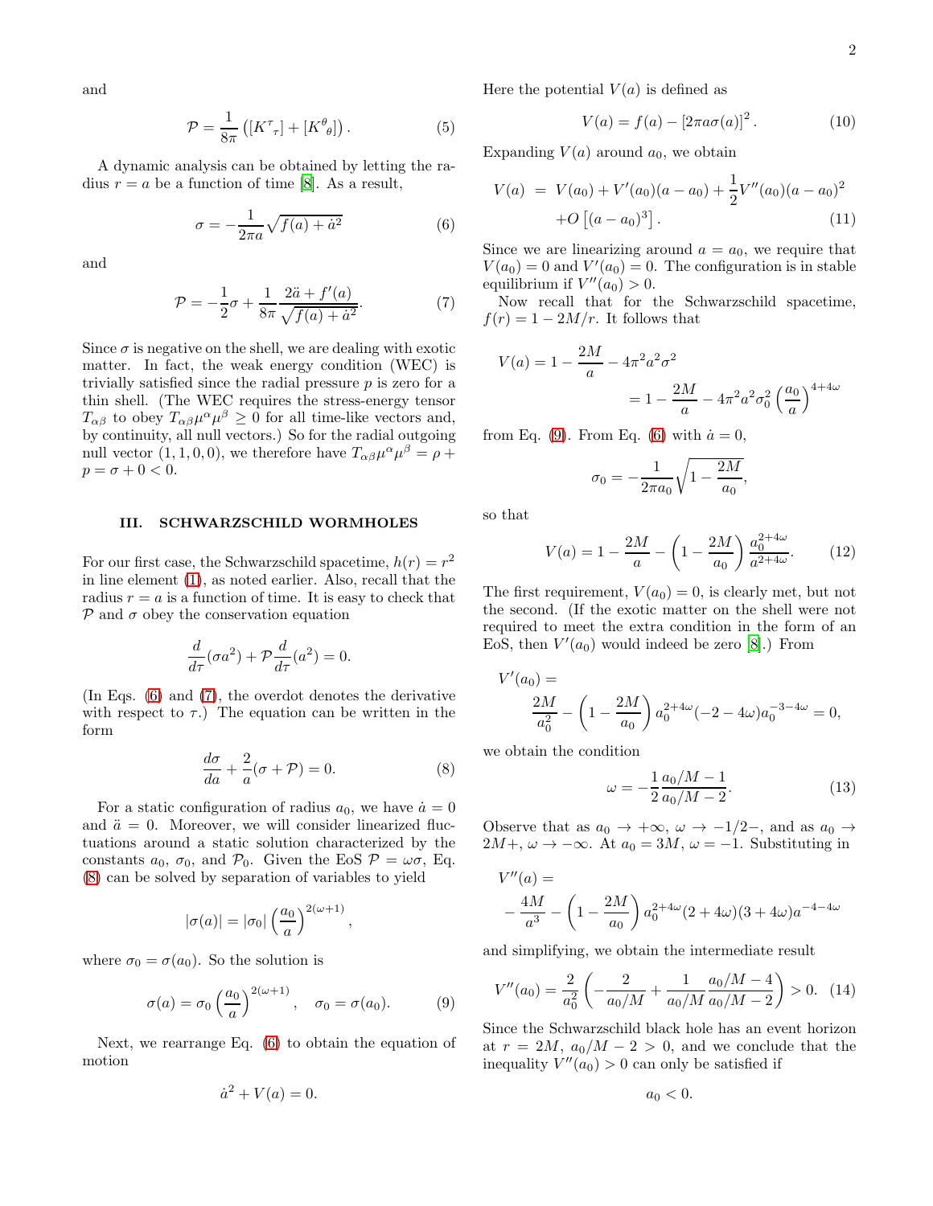and

$$\mathcal{P} = \frac{1}{8\pi}\left([K^\tau{}_\tau] + [K^\theta{}_\theta]\right). \tag{5}$$

A dynamic analysis can be obtained by letting the radius $r = a$ be a function of time [8]. As a result,

$$\sigma = -\frac{1}{2\pi a}\sqrt{f(a) + \dot{a}^2} \tag{6}$$

and

$$\mathcal{P} = -\frac{1}{2}\sigma + \frac{1}{8\pi}\frac{2\ddot{a} + f'(a)}{\sqrt{f(a) + \dot{a}^2}}. \tag{7}$$

Since $\sigma$ is negative on the shell, we are dealing with exotic matter. In fact, the weak energy condition (WEC) is trivially satisfied since the radial pressure $p$ is zero for a thin shell. (The WEC requires the stress-energy tensor $T_{\alpha\beta}$ to obey $T_{\alpha\beta}\mu^\alpha\mu^\beta \geq 0$ for all time-like vectors and, by continuity, all null vectors.) So for the radial outgoing null vector $(1, 1, 0, 0)$, we therefore have $T_{\alpha\beta}\mu^\alpha\mu^\beta = \rho + p = \sigma + 0 < 0$.

## III. SCHWARZSCHILD WORMHOLES

For our first case, the Schwarzschild spacetime, $h(r) = r^2$ in line element (1), as noted earlier. Also, recall that the radius $r = a$ is a function of time. It is easy to check that $\mathcal{P}$ and $\sigma$ obey the conservation equation

$$\frac{d}{d\tau}(\sigma a^2) + \mathcal{P}\frac{d}{d\tau}(a^2) = 0.$$

(In Eqs. (6) and (7), the overdot denotes the derivative with respect to $\tau$.) The equation can be written in the form

$$\frac{d\sigma}{da} + \frac{2}{a}(\sigma + \mathcal{P}) = 0. \tag{8}$$

For a static configuration of radius $a_0$, we have $\dot{a} = 0$ and $\ddot{a} = 0$. Moreover, we will consider linearized fluctuations around a static solution characterized by the constants $a_0$, $\sigma_0$, and $\mathcal{P}_0$. Given the EoS $\mathcal{P} = \omega\sigma$, Eq. (8) can be solved by separation of variables to yield

$$|\sigma(a)| = |\sigma_0|\left(\frac{a_0}{a}\right)^{2(\omega+1)},$$

where $\sigma_0 = \sigma(a_0)$. So the solution is

$$\sigma(a) = \sigma_0\left(\frac{a_0}{a}\right)^{2(\omega+1)}, \quad \sigma_0 = \sigma(a_0). \tag{9}$$

Next, we rearrange Eq. (6) to obtain the equation of motion

$$\dot{a}^2 + V(a) = 0.$$

Here the potential $V(a)$ is defined as

$$V(a) = f(a) - [2\pi a\sigma(a)]^2. \tag{10}$$

Expanding $V(a)$ around $a_0$, we obtain

$$\begin{aligned} V(a) &= V(a_0) + V'(a_0)(a - a_0) + \frac{1}{2}V''(a_0)(a - a_0)^2 \\ &\quad + O\left[(a - a_0)^3\right]. \end{aligned} \tag{11}$$

Since we are linearizing around $a = a_0$, we require that $V(a_0) = 0$ and $V'(a_0) = 0$. The configuration is in stable equilibrium if $V''(a_0) > 0$.

Now recall that for the Schwarzschild spacetime, $f(r) = 1 - 2M/r$. It follows that

$$\begin{aligned} V(a) = 1 - \frac{2M}{a} - 4\pi^2 a^2\sigma^2 \\ = 1 - \frac{2M}{a} - 4\pi^2 a^2\sigma_0^2\left(\frac{a_0}{a}\right)^{4+4\omega} \end{aligned}$$

from Eq. (9). From Eq. (6) with $\dot{a} = 0$,

$$\sigma_0 = -\frac{1}{2\pi a_0}\sqrt{1 - \frac{2M}{a_0}},$$

so that

$$V(a) = 1 - \frac{2M}{a} - \left(1 - \frac{2M}{a_0}\right)\frac{a_0^{2+4\omega}}{a^{2+4\omega}}. \tag{12}$$

The first requirement, $V(a_0) = 0$, is clearly met, but not the second. (If the exotic matter on the shell were not required to meet the extra condition in the form of an EoS, then $V'(a_0)$ would indeed be zero [8].) From

$$\begin{aligned} &V'(a_0) = \\ &\quad \frac{2M}{a_0^2} - \left(1 - \frac{2M}{a_0}\right)a_0^{2+4\omega}(-2 - 4\omega)a_0^{-3-4\omega} = 0, \end{aligned}$$

we obtain the condition

$$\omega = -\frac{1}{2}\frac{a_0/M - 1}{a_0/M - 2}. \tag{13}$$

Observe that as $a_0 \to +\infty$, $\omega \to -1/2-$, and as $a_0 \to 2M+$, $\omega \to -\infty$. At $a_0 = 3M$, $\omega = -1$. Substituting in

$$\begin{aligned} &V''(a) = \\ &\quad -\frac{4M}{a^3} - \left(1 - \frac{2M}{a_0}\right)a_0^{2+4\omega}(2 + 4\omega)(3 + 4\omega)a^{-4-4\omega} \end{aligned}$$

and simplifying, we obtain the intermediate result

$$V''(a_0) = \frac{2}{a_0^2}\left(-\frac{2}{a_0/M} + \frac{1}{a_0/M}\frac{a_0/M - 4}{a_0/M - 2}\right) > 0. \tag{14}$$

Since the Schwarzschild black hole has an event horizon at $r = 2M$, $a_0/M - 2 > 0$, and we conclude that the inequality $V''(a_0) > 0$ can only be satisfied if

$$a_0 < 0.$$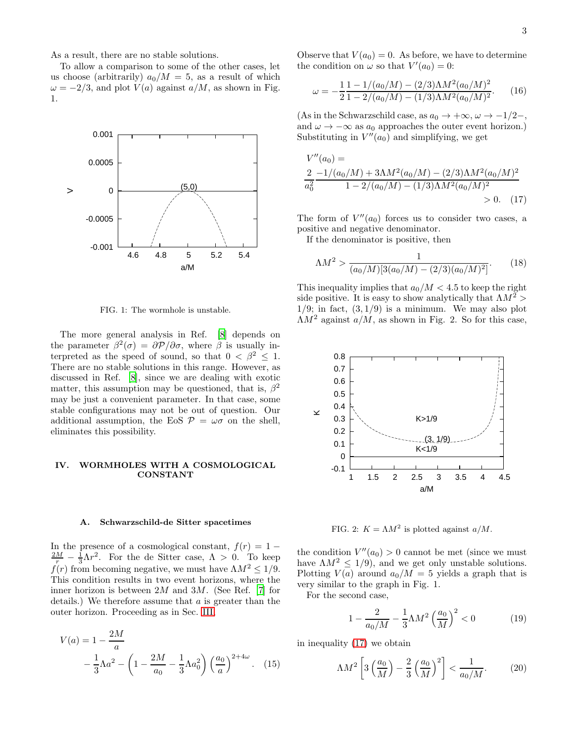As a result, there are no stable solutions.

To allow a comparison to some of the other cases, let us choose (arbitrarily) $a_0/M = 5$, as a result of which $\omega = -2/3$, and plot $V(a)$ against $a/M$, as shown in Fig. 1.

FIG. 1: The wormhole is unstable.

The more general analysis in Ref. [8] depends on the parameter $\beta^2(\sigma) = \partial\mathcal{P}/\partial\sigma$, where $\beta$ is usually interpreted as the speed of sound, so that $0 < \beta^2 \leq 1$. There are no stable solutions in this range. However, as discussed in Ref. [8], since we are dealing with exotic matter, this assumption may be questioned, that is, $\beta^2$ may be just a convenient parameter. In that case, some stable configurations may not be out of question. Our additional assumption, the EoS $\mathcal{P} = \omega\sigma$ on the shell, eliminates this possibility.

## IV. WORMHOLES WITH A COSMOLOGICAL CONSTANT

### A. Schwarzschild-de Sitter spacetimes

In the presence of a cosmological constant, $f(r) = 1 - \frac{2M}{r} - \frac{1}{3}\Lambda r^2$. For the de Sitter case, $\Lambda > 0$. To keep $f(r)$ from becoming negative, we must have $\Lambda M^2 \leq 1/9$. This condition results in two event horizons, where the inner horizon is between $2M$ and $3M$. (See Ref. [7] for details.) We therefore assume that $a$ is greater than the outer horizon. Proceeding as in Sec. III,

$$V(a) = 1 - \frac{2M}{a} - \frac{1}{3}\Lambda a^2 - \left(1 - \frac{2M}{a_0} - \frac{1}{3}\Lambda a_0^2\right)\left(\frac{a_0}{a}\right)^{2+4\omega}. \quad (15)$$

Observe that $V(a_0) = 0$. As before, we have to determine the condition on $\omega$ so that $V'(a_0) = 0$:

$$\omega = -\frac{1}{2}\frac{1 - 1/(a_0/M) - (2/3)\Lambda M^2(a_0/M)^2}{1 - 2/(a_0/M) - (1/3)\Lambda M^2(a_0/M)^2}. \quad (16)$$

(As in the Schwarzschild case, as $a_0 \to +\infty$, $\omega \to -1/2-$, and $\omega \to -\infty$ as $a_0$ approaches the outer event horizon.) Substituting in $V''(a_0)$ and simplifying, we get

$$V''(a_0) = \frac{2}{a_0^2}\frac{-1/(a_0/M) + 3\Lambda M^2(a_0/M) - (2/3)\Lambda M^2(a_0/M)^2}{1 - 2/(a_0/M) - (1/3)\Lambda M^2(a_0/M)^2} > 0. \quad (17)$$

The form of $V''(a_0)$ forces us to consider two cases, a positive and negative denominator.

If the denominator is positive, then

$$\Lambda M^2 > \frac{1}{(a_0/M)[3(a_0/M) - (2/3)(a_0/M)^2]}. \quad (18)$$

This inequality implies that $a_0/M < 4.5$ to keep the right side positive. It is easy to show analytically that $\Lambda M^2 > 1/9$; in fact, $(3, 1/9)$ is a minimum. We may also plot $\Lambda M^2$ against $a/M$, as shown in Fig. 2. So for this case,

FIG. 2: $K = \Lambda M^2$ is plotted against $a/M$.

the condition $V''(a_0) > 0$ cannot be met (since we must have $\Lambda M^2 \leq 1/9$), and we get only unstable solutions. Plotting $V(a)$ around $a_0/M = 5$ yields a graph that is very similar to the graph in Fig. 1.

For the second case,

$$1 - \frac{2}{a_0/M} - \frac{1}{3}\Lambda M^2\left(\frac{a_0}{M}\right)^2 < 0 \quad (19)$$

in inequality (17) we obtain

$$\Lambda M^2\left[3\left(\frac{a_0}{M}\right) - \frac{2}{3}\left(\frac{a_0}{M}\right)^2\right] < \frac{1}{a_0/M}. \quad (20)$$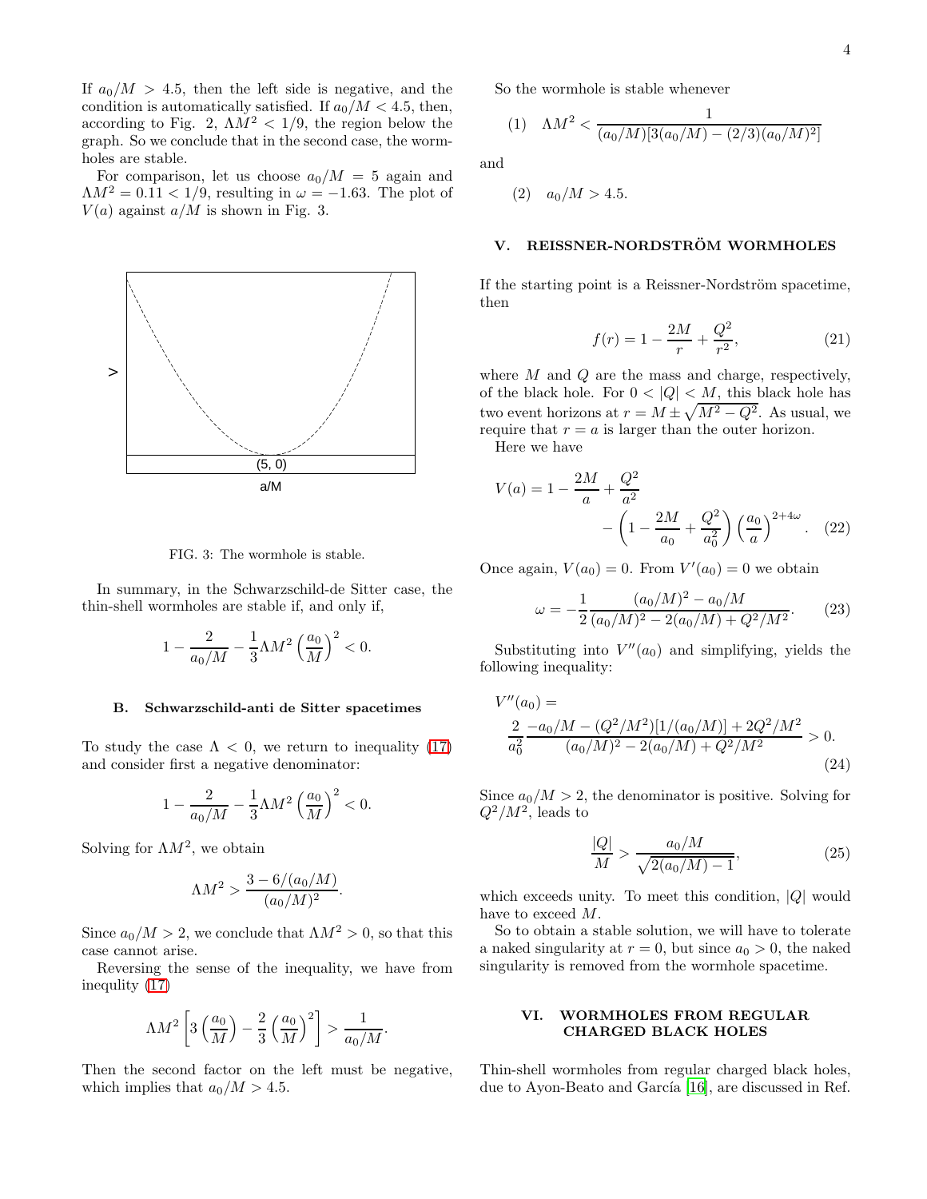If $a_0/M > 4.5$, then the left side is negative, and the condition is automatically satisfied. If $a_0/M < 4.5$, then, according to Fig. 2, $\Lambda M^2 < 1/9$, the region below the graph. So we conclude that in the second case, the wormholes are stable.

For comparison, let us choose $a_0/M = 5$ again and $\Lambda M^2 = 0.11 < 1/9$, resulting in $\omega = -1.63$. The plot of $V(a)$ against $a/M$ is shown in Fig. 3.

FIG. 3: The wormhole is stable.

In summary, in the Schwarzschild-de Sitter case, the thin-shell wormholes are stable if, and only if,

$$1 - \frac{2}{a_0/M} - \frac{1}{3}\Lambda M^2 \left(\frac{a_0}{M}\right)^2 < 0.$$

### B. Schwarzschild-anti de Sitter spacetimes

To study the case $\Lambda < 0$, we return to inequality (17) and consider first a negative denominator:

$$1 - \frac{2}{a_0/M} - \frac{1}{3}\Lambda M^2 \left(\frac{a_0}{M}\right)^2 < 0.$$

Solving for $\Lambda M^2$, we obtain

$$\Lambda M^2 > \frac{3 - 6/(a_0/M)}{(a_0/M)^2}.$$

Since $a_0/M > 2$, we conclude that $\Lambda M^2 > 0$, so that this case cannot arise.

Reversing the sense of the inequality, we have from inequlity (17)

$$\Lambda M^2 \left[3\left(\frac{a_0}{M}\right) - \frac{2}{3}\left(\frac{a_0}{M}\right)^2\right] > \frac{1}{a_0/M}.$$

Then the second factor on the left must be negative, which implies that $a_0/M > 4.5$.

So the wormhole is stable whenever

$$(1) \quad \Lambda M^2 < \frac{1}{(a_0/M)[3(a_0/M) - (2/3)(a_0/M)^2]}$$

and

$$(2) \quad a_0/M > 4.5.$$

## V. REISSNER-NORDSTRÖM WORMHOLES

If the starting point is a Reissner-Nordström spacetime, then

$$f(r) = 1 - \frac{2M}{r} + \frac{Q^2}{r^2}, \tag{21}$$

where $M$ and $Q$ are the mass and charge, respectively, of the black hole. For $0 < |Q| < M$, this black hole has two event horizons at $r = M \pm \sqrt{M^2 - Q^2}$. As usual, we require that $r = a$ is larger than the outer horizon.

Here we have

$$V(a) = 1 - \frac{2M}{a} + \frac{Q^2}{a^2} - \left(1 - \frac{2M}{a_0} + \frac{Q^2}{a_0^2}\right)\left(\frac{a_0}{a}\right)^{2+4\omega}. \tag{22}$$

Once again, $V(a_0) = 0$. From $V'(a_0) = 0$ we obtain

$$\omega = -\frac{1}{2}\frac{(a_0/M)^2 - a_0/M}{(a_0/M)^2 - 2(a_0/M) + Q^2/M^2}. \tag{23}$$

Substituting into $V''(a_0)$ and simplifying, yields the following inequality:

$$V''(a_0) = \frac{2}{a_0^2}\frac{-a_0/M - (Q^2/M^2)[1/(a_0/M)] + 2Q^2/M^2}{(a_0/M)^2 - 2(a_0/M) + Q^2/M^2} > 0. \tag{24}$$

Since $a_0/M > 2$, the denominator is positive. Solving for $Q^2/M^2$, leads to

$$\frac{|Q|}{M} > \frac{a_0/M}{\sqrt{2(a_0/M) - 1}}, \tag{25}$$

which exceeds unity. To meet this condition, $|Q|$ would have to exceed $M$.

So to obtain a stable solution, we will have to tolerate a naked singularity at $r = 0$, but since $a_0 > 0$, the naked singularity is removed from the wormhole spacetime.

## VI. WORMHOLES FROM REGULAR CHARGED BLACK HOLES

Thin-shell wormholes from regular charged black holes, due to Ayon-Beato and García [16], are discussed in Ref.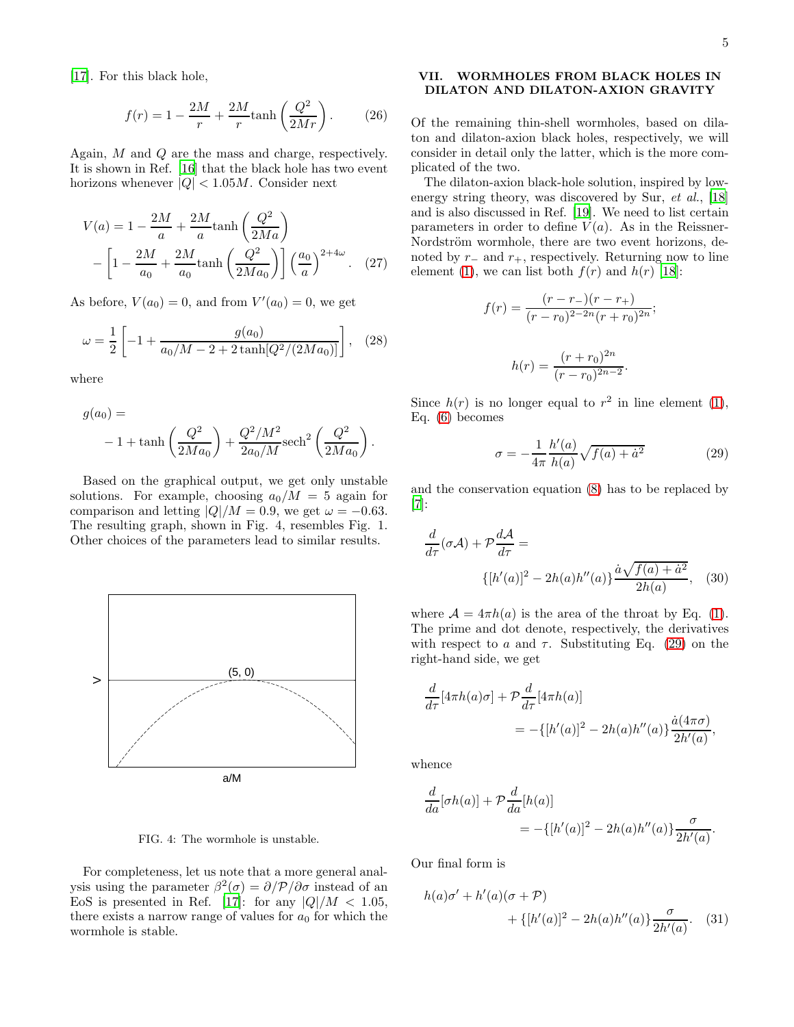[17]. For this black hole,

$$f(r) = 1 - \frac{2M}{r} + \frac{2M}{r}\tanh\left(\frac{Q^2}{2Mr}\right). \tag{26}$$

Again, $M$ and $Q$ are the mass and charge, respectively. It is shown in Ref. [16] that the black hole has two event horizons whenever $|Q| < 1.05M$. Consider next

$$V(a) = 1 - \frac{2M}{a} + \frac{2M}{a}\tanh\left(\frac{Q^2}{2Ma}\right) - \left[1 - \frac{2M}{a_0} + \frac{2M}{a_0}\tanh\left(\frac{Q^2}{2Ma_0}\right)\right]\left(\frac{a_0}{a}\right)^{2+4\omega}. \tag{27}$$

As before, $V(a_0) = 0$, and from $V'(a_0) = 0$, we get

$$\omega = \frac{1}{2}\left[-1 + \frac{g(a_0)}{a_0/M - 2 + 2\tanh[Q^2/(2Ma_0)]}\right], \tag{28}$$

where

$$g(a_0) = -1 + \tanh\left(\frac{Q^2}{2Ma_0}\right) + \frac{Q^2/M^2}{2a_0/M}\text{sech}^2\left(\frac{Q^2}{2Ma_0}\right).$$

Based on the graphical output, we get only unstable solutions. For example, choosing $a_0/M = 5$ again for comparison and letting $|Q|/M = 0.9$, we get $\omega = -0.63$. The resulting graph, shown in Fig. 4, resembles Fig. 1. Other choices of the parameters lead to similar results.

FIG. 4: The wormhole is unstable.

For completeness, let us note that a more general analysis using the parameter $\beta^2(\sigma) = \partial/\mathcal{P}/\partial\sigma$ instead of an EoS is presented in Ref. [17]: for any $|Q|/M < 1.05$, there exists a narrow range of values for $a_0$ for which the wormhole is stable.

## VII. WORMHOLES FROM BLACK HOLES IN DILATON AND DILATON-AXION GRAVITY

Of the remaining thin-shell wormholes, based on dilaton and dilaton-axion black holes, respectively, we will consider in detail only the latter, which is the more complicated of the two.

The dilaton-axion black-hole solution, inspired by low-energy string theory, was discovered by Sur, *et al.*, [18] and is also discussed in Ref. [19]. We need to list certain parameters in order to define $V(a)$. As in the Reissner-Nordström wormhole, there are two event horizons, denoted by $r_-$ and $r_+$, respectively. Returning now to line element (1), we can list both $f(r)$ and $h(r)$ [18]:

$$f(r) = \frac{(r - r_-)(r - r_+)}{(r - r_0)^{2-2n}(r + r_0)^{2n}};$$

$$h(r) = \frac{(r + r_0)^{2n}}{(r - r_0)^{2n-2}}.$$

Since $h(r)$ is no longer equal to $r^2$ in line element (1), Eq. (6) becomes

$$\sigma = -\frac{1}{4\pi}\frac{h'(a)}{h(a)}\sqrt{f(a) + \dot{a}^2} \tag{29}$$

and the conservation equation (8) has to be replaced by [7]:

$$\frac{d}{d\tau}(\sigma\mathcal{A}) + \mathcal{P}\frac{d\mathcal{A}}{d\tau} = \{[h'(a)]^2 - 2h(a)h''(a)\}\frac{\dot{a}\sqrt{f(a) + \dot{a}^2}}{2h(a)}, \tag{30}$$

where $\mathcal{A} = 4\pi h(a)$ is the area of the throat by Eq. (1). The prime and dot denote, respectively, the derivatives with respect to $a$ and $\tau$. Substituting Eq. (29) on the right-hand side, we get

$$\frac{d}{d\tau}[4\pi h(a)\sigma] + \mathcal{P}\frac{d}{d\tau}[4\pi h(a)] = -\{[h'(a)]^2 - 2h(a)h''(a)\}\frac{\dot{a}(4\pi\sigma)}{2h'(a)},$$

whence

$$\frac{d}{da}[\sigma h(a)] + \mathcal{P}\frac{d}{da}[h(a)] = -\{[h'(a)]^2 - 2h(a)h''(a)\}\frac{\sigma}{2h'(a)}.$$

Our final form is

$$h(a)\sigma' + h'(a)(\sigma + \mathcal{P}) + \{[h'(a)]^2 - 2h(a)h''(a)\}\frac{\sigma}{2h'(a)}. \tag{31}$$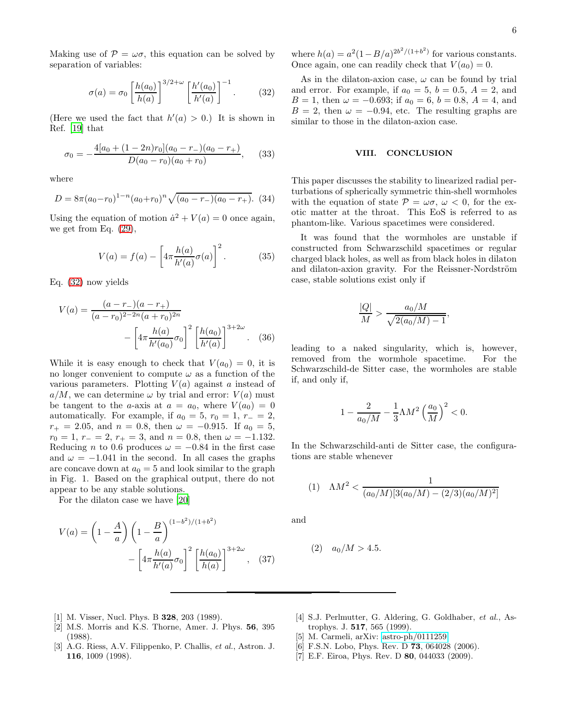Making use of $\mathcal{P} = \omega\sigma$, this equation can be solved by separation of variables:

$$\sigma(a) = \sigma_0 \left[\frac{h(a_0)}{h(a)}\right]^{3/2+\omega} \left[\frac{h'(a_0)}{h'(a)}\right]^{-1}. \quad (32)$$

(Here we used the fact that $h'(a) > 0$.) It is shown in Ref. [19] that

$$\sigma_0 = -\frac{4[a_0 + (1-2n)r_0](a_0 - r_-)(a_0 - r_+)}{D(a_0 - r_0)(a_0 + r_0)}, \quad (33)$$

where

$$D = 8\pi(a_0 - r_0)^{1-n}(a_0 + r_0)^n \sqrt{(a_0 - r_-)(a_0 - r_+)}. \quad (34)$$

Using the equation of motion $\dot{a}^2 + V(a) = 0$ once again, we get from Eq. (29),

$$V(a) = f(a) - \left[4\pi \frac{h(a)}{h'(a)} \sigma(a)\right]^2. \quad (35)$$

Eq. (32) now yields

$$V(a) = \frac{(a - r_-)(a - r_+)}{(a - r_0)^{2-2n}(a + r_0)^{2n}} - \left[4\pi \frac{h(a)}{h'(a_0)} \sigma_0\right]^2 \left[\frac{h(a_0)}{h'(a)}\right]^{3+2\omega}. \quad (36)$$

While it is easy enough to check that $V(a_0) = 0$, it is no longer convenient to compute $\omega$ as a function of the various parameters. Plotting $V(a)$ against $a$ instead of $a/M$, we can determine $\omega$ by trial and error: $V(a)$ must be tangent to the $a$-axis at $a = a_0$, where $V(a_0) = 0$ automatically. For example, if $a_0 = 5$, $r_0 = 1$, $r_- = 2$, $r_+ = 2.05$, and $n = 0.8$, then $\omega = -0.915$. If $a_0 = 5$, $r_0 = 1$, $r_- = 2$, $r_+ = 3$, and $n = 0.8$, then $\omega = -1.132$. Reducing $n$ to 0.6 produces $\omega = -0.84$ in the first case and $\omega = -1.041$ in the second. In all cases the graphs are concave down at $a_0 = 5$ and look similar to the graph in Fig. 1. Based on the graphical output, there do not appear to be any stable solutions.

For the dilaton case we have [20]

$$V(a) = \left(1 - \frac{A}{a}\right)\left(1 - \frac{B}{a}\right)^{(1-b^2)/(1+b^2)} - \left[4\pi \frac{h(a)}{h'(a)} \sigma_0\right]^2 \left[\frac{h(a_0)}{h(a)}\right]^{3+2\omega}, \quad (37)$$

where $h(a) = a^2(1 - B/a)^{2b^2/(1+b^2)}$ for various constants. Once again, one can readily check that $V(a_0) = 0$.

As in the dilaton-axion case, $\omega$ can be found by trial and error. For example, if $a_0 = 5$, $b = 0.5$, $A = 2$, and $B = 1$, then $\omega = -0.693$; if $a_0 = 6$, $b = 0.8$, $A = 4$, and $B = 2$, then $\omega = -0.94$, etc. The resulting graphs are similar to those in the dilaton-axion case.

## VIII. CONCLUSION

This paper discusses the stability to linearized radial perturbations of spherically symmetric thin-shell wormholes with the equation of state $\mathcal{P} = \omega\sigma$, $\omega < 0$, for the exotic matter at the throat. This EoS is referred to as phantom-like. Various spacetimes were considered.

It was found that the wormholes are unstable if constructed from Schwarzschild spacetimes or regular charged black holes, as well as from black holes in dilaton and dilaton-axion gravity. For the Reissner-Nordström case, stable solutions exist only if

$$\frac{|Q|}{M} > \frac{a_0/M}{\sqrt{2(a_0/M) - 1}},$$

leading to a naked singularity, which is, however, removed from the wormhole spacetime. For the Schwarzschild-de Sitter case, the wormholes are stable if, and only if,

$$1 - \frac{2}{a_0/M} - \frac{1}{3}\Lambda M^2 \left(\frac{a_0}{M}\right)^2 < 0.$$

In the Schwarzschild-anti de Sitter case, the configurations are stable whenever

$$(1) \quad \Lambda M^2 < \frac{1}{(a_0/M)[3(a_0/M) - (2/3)(a_0/M)^2]}$$

and

$$(2) \quad a_0/M > 4.5.$$

---

[1] M. Visser, Nucl. Phys. B **328**, 203 (1989).

[2] M.S. Morris and K.S. Thorne, Amer. J. Phys. **56**, 395 (1988).

[3] A.G. Riess, A.V. Filippenko, P. Challis, *et al.*, Astron. J. **116**, 1009 (1998).

[4] S.J. Perlmutter, G. Aldering, G. Goldhaber, *et al.*, Astrophys. J. **517**, 565 (1999).

[5] M. Carmeli, arXiv: astro-ph/0111259.

[6] F.S.N. Lobo, Phys. Rev. D **73**, 064028 (2006).

[7] E.F. Eiroa, Phys. Rev. D **80**, 044033 (2009).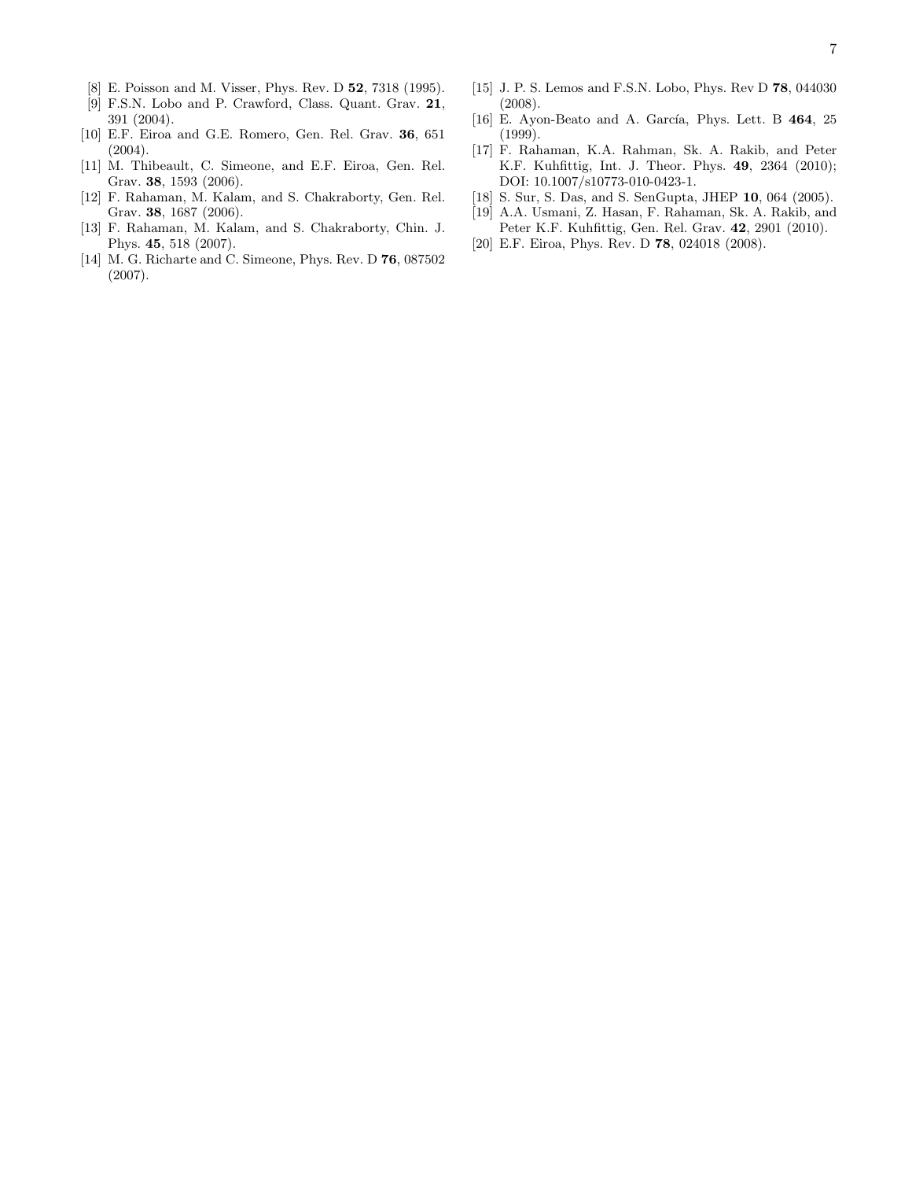[8] E. Poisson and M. Visser, Phys. Rev. D **52**, 7318 (1995).

[9] F.S.N. Lobo and P. Crawford, Class. Quant. Grav. **21**, 391 (2004).

[10] E.F. Eiroa and G.E. Romero, Gen. Rel. Grav. **36**, 651 (2004).

[11] M. Thibeault, C. Simeone, and E.F. Eiroa, Gen. Rel. Grav. **38**, 1593 (2006).

[12] F. Rahaman, M. Kalam, and S. Chakraborty, Gen. Rel. Grav. **38**, 1687 (2006).

[13] F. Rahaman, M. Kalam, and S. Chakraborty, Chin. J. Phys. **45**, 518 (2007).

[14] M. G. Richarte and C. Simeone, Phys. Rev. D **76**, 087502 (2007).

[15] J. P. S. Lemos and F.S.N. Lobo, Phys. Rev D **78**, 044030 (2008).

[16] E. Ayon-Beato and A. García, Phys. Lett. B **464**, 25 (1999).

[17] F. Rahaman, K.A. Rahman, Sk. A. Rakib, and Peter K.F. Kuhfittig, Int. J. Theor. Phys. **49**, 2364 (2010); DOI: 10.1007/s10773-010-0423-1.

[18] S. Sur, S. Das, and S. SenGupta, JHEP **10**, 064 (2005).

[19] A.A. Usmani, Z. Hasan, F. Rahaman, Sk. A. Rakib, and Peter K.F. Kuhfittig, Gen. Rel. Grav. **42**, 2901 (2010).

[20] E.F. Eiroa, Phys. Rev. D **78**, 024018 (2008).